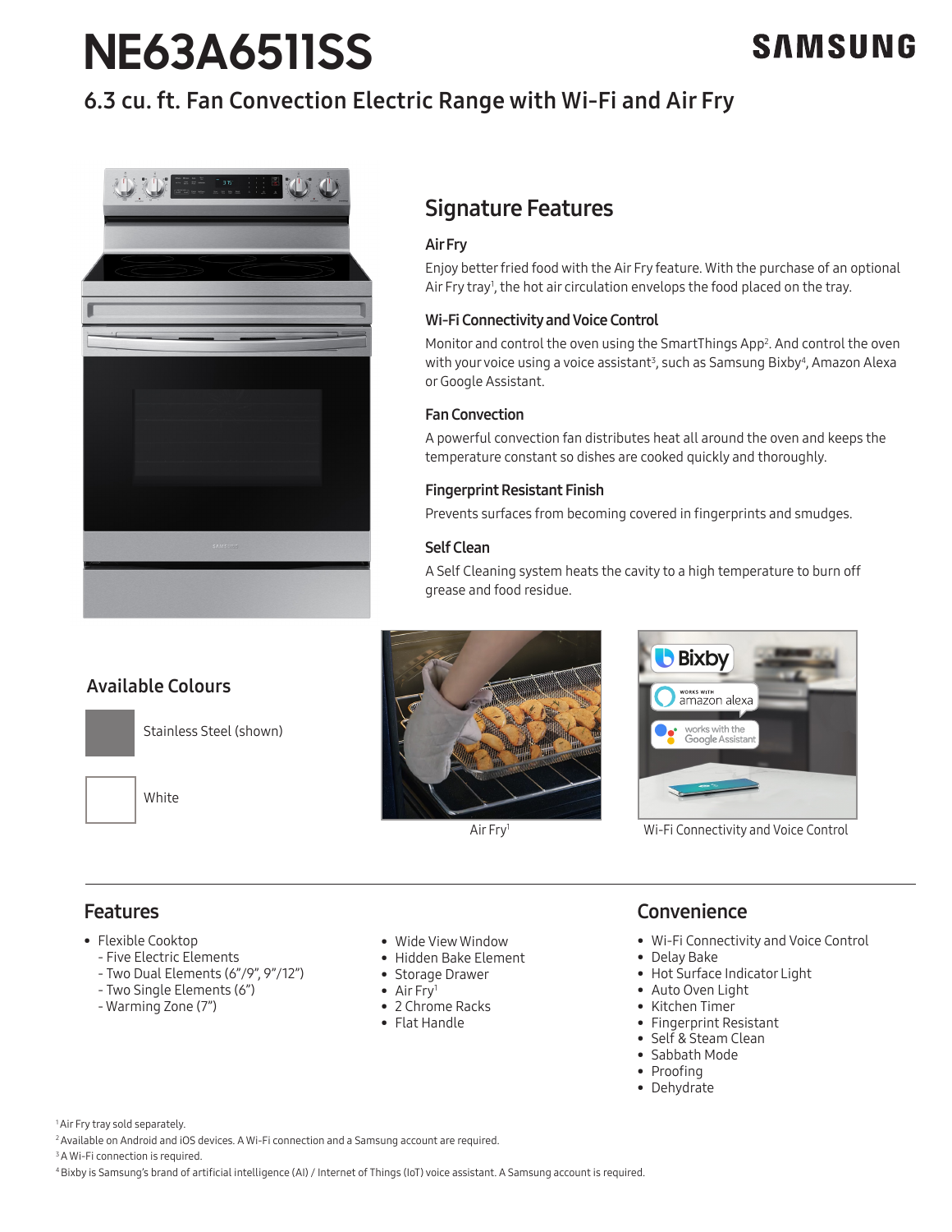# NE63A6511SS

SAMSUNG

## 6.3 cu. ft. Fan Convection Electric Range with Wi-Fi and Air Fry

## Signature Features

### Air Fry

Enjoy better fried food with the Air Fry feature. With the purchase of an optional Air Fry tray[1], the hot air circulation envelops the food placed on the tray.

### Wi-Fi Connectivity and Voice Control

Monitor and control the oven using the SmartThings App[2]. And control the oven with your voice using a voice assistant[3], such as Samsung Bixby[4], Amazon Alexa or Google Assistant.

### Fan Convection

A powerful convection fan distributes heat all around the oven and keeps the temperature constant so dishes are cooked quickly and thoroughly.

### Fingerprint Resistant Finish

Prevents surfaces from becoming covered in fingerprints and smudges.

### Self Clean

A Self Cleaning system heats the cavity to a high temperature to burn off grease and food residue.

## Available Colours

- Stainless Steel (shown)
- White

Air Fry[1]

Wi-Fi Connectivity and Voice Control

## Features

- Flexible Cooktop
  - Five Electric Elements
  - Two Dual Elements (6"/9", 9"/12")
  - Two Single Elements (6")
  - Warming Zone (7")
- Wide View Window
- Hidden Bake Element
- Storage Drawer
- Air Fry[1]
- 2 Chrome Racks
- Flat Handle

## Convenience

- Wi-Fi Connectivity and Voice Control
- Delay Bake
- Hot Surface Indicator Light
- Auto Oven Light
- Kitchen Timer
- Fingerprint Resistant
- Self & Steam Clean
- Sabbath Mode
- Proofing
- Dehydrate

[1] Air Fry tray sold separately.
[2] Available on Android and iOS devices. A Wi-Fi connection and a Samsung account are required.
[3] A Wi-Fi connection is required.
[4] Bixby is Samsung's brand of artificial intelligence (AI) / Internet of Things (IoT) voice assistant. A Samsung account is required.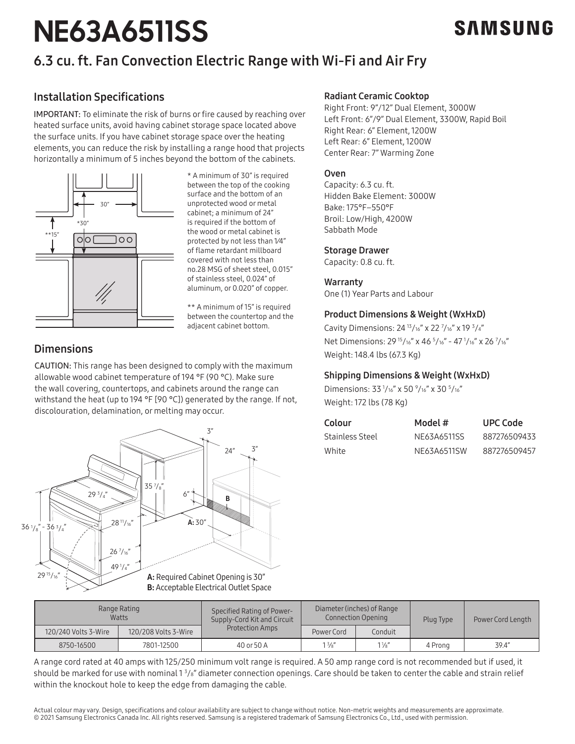# NE63A6511SS

SAMSUNG

## 6.3 cu. ft. Fan Convection Electric Range with Wi-Fi and Air Fry

### Installation Specifications

IMPORTANT: To eliminate the risk of burns or fire caused by reaching over heated surface units, avoid having cabinet storage space located above the surface units. If you have cabinet storage space over the heating elements, you can reduce the risk by installing a range hood that projects horizontally a minimum of 5 inches beyond the bottom of the cabinets.

30"

*30"

**15"

* A minimum of 30" is required between the top of the cooking surface and the bottom of an unprotected wood or metal cabinet; a minimum of 24" is required if the bottom of the wood or metal cabinet is protected by not less than 1⁄4" of flame retardant millboard covered with not less than no.28 MSG of sheet steel, 0.015" of stainless steel, 0.024" of aluminum, or 0.020" of copper.

** A minimum of 15" is required between the countertop and the adjacent cabinet bottom.

### Dimensions

CAUTION: This range has been designed to comply with the maximum allowable wood cabinet temperature of 194 °F (90 °C). Make sure the wall covering, countertops, and cabinets around the range can withstand the heat (up to 194 °F [90 °C]) generated by the range. If not, discolouration, delamination, or melting may occur.

3"

24"

3"

35 7/8"

29 3/4"

6"

B

28 11/16"

A: 30"

36 1/8" - 36 3/4"

26 7/16"

49 1/4"

29 15/16"

A: Required Cabinet Opening is 30"
B: Acceptable Electrical Outlet Space

### Radiant Ceramic Cooktop

Right Front: 9"/12" Dual Element, 3000W
Left Front: 6"/9" Dual Element, 3300W, Rapid Boil
Right Rear: 6" Element, 1200W
Left Rear: 6" Element, 1200W
Center Rear: 7" Warming Zone

### Oven

Capacity: 6.3 cu. ft.
Hidden Bake Element: 3000W
Bake: 175°F–550°F
Broil: Low/High, 4200W
Sabbath Mode

### Storage Drawer

Capacity: 0.8 cu. ft.

### Warranty

One (1) Year Parts and Labour

### Product Dimensions & Weight (WxHxD)

Cavity Dimensions: 24 13/16" x 22 7/16" x 19 3/4"
Net Dimensions: 29 15/16" x 46 5/16" - 47 1/16" x 26 7/16"
Weight: 148.4 lbs (67.3 Kg)

### Shipping Dimensions & Weight (WxHxD)

Dimensions: 33 1/16" x 50 9/16" x 30 5/16"
Weight: 172 lbs (78 Kg)

| Colour | Model # | UPC Code |
|---|---|---|
| Stainless Steel | NE63A6511SS | 887276509433 |
| White | NE63A6511SW | 887276509457 |

| Range Rating Watts | | Specified Rating of Power-Supply-Cord Kit and Circuit Protection Amps | Diameter (inches) of Range Connection Opening | | Plug Type | Power Cord Length |
|---|---|---|---|---|---|---|
| 120/240 Volts 3-Wire | 120/208 Volts 3-Wire | | Power Cord | Conduit | | |
| 8750-16500 | 7801-12500 | 40 or 50 A | 1 3/8" | 1 1/8" | 4 Prong | 39.4" |

A range cord rated at 40 amps with 125/250 minimum volt range is required. A 50 amp range cord is not recommended but if used, it should be marked for use with nominal 1 3/8" diameter connection openings. Care should be taken to center the cable and strain relief within the knockout hole to keep the edge from damaging the cable.

Actual colour may vary. Design, specifications and colour availability are subject to change without notice. Non-metric weights and measurements are approximate.
© 2021 Samsung Electronics Canada Inc. All rights reserved. Samsung is a registered trademark of Samsung Electronics Co., Ltd., used with permission.